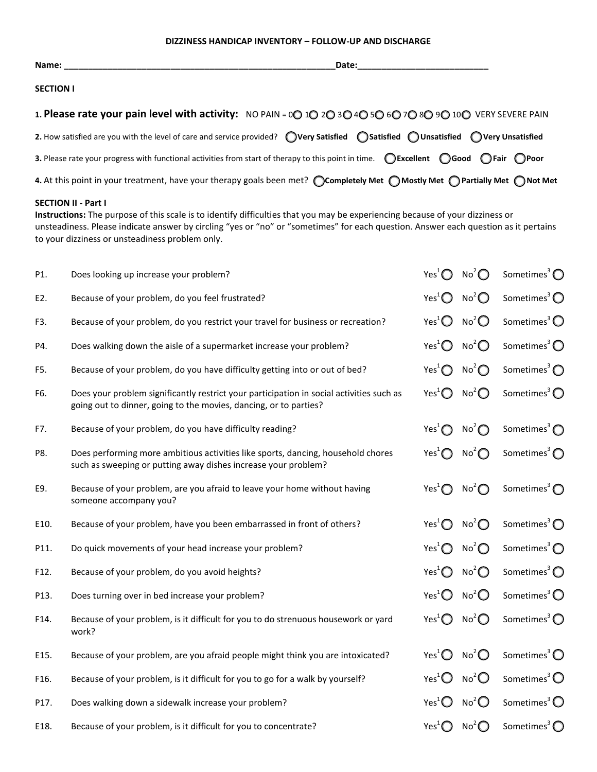# DIZZINESS HANDICAP INVENTORY – FOLLOW-UP AND DISCHARGE

**Name:** ________________________________________________________**Date:**___________________________

**SECTION I**

1. **Please rate your pain level with activity:** NO PAIN = 0○ 1○ 2○ 3○ 4○ 5○ 6○ 7○ 8○ 9○ 10○ VERY SEVERE PAIN

2. How satisfied are you with the level of care and service provided? ○**Very Satisfied** ○**Satisfied** ○**Unsatisfied** ○**Very Unsatisfied**

3. Please rate your progress with functional activities from start of therapy to this point in time. ○**Excellent** ○**Good** ○**Fair** ○**Poor**

4. At this point in your treatment, have your therapy goals been met? ○**Completely Met** ○**Mostly Met** ○**Partially Met** ○**Not Met**

**SECTION II - Part I**

**Instructions:** The purpose of this scale is to identify difficulties that you may be experiencing because of your dizziness or unsteadiness. Please indicate answer by circling "yes or "no" or "sometimes" for each question. Answer each question as it pertains to your dizziness or unsteadiness problem only.

| | | | | |
|---|---|---|---|---|
| P1. | Does looking up increase your problem? | Yes[1] ○ | No[2] ○ | Sometimes[3] ○ |
| E2. | Because of your problem, do you feel frustrated? | Yes[1] ○ | No[2] ○ | Sometimes[3] ○ |
| F3. | Because of your problem, do you restrict your travel for business or recreation? | Yes[1] ○ | No[2] ○ | Sometimes[3] ○ |
| P4. | Does walking down the aisle of a supermarket increase your problem? | Yes[1] ○ | No[2] ○ | Sometimes[3] ○ |
| F5. | Because of your problem, do you have difficulty getting into or out of bed? | Yes[1] ○ | No[2] ○ | Sometimes[3] ○ |
| F6. | Does your problem significantly restrict your participation in social activities such as going out to dinner, going to the movies, dancing, or to parties? | Yes[1] ○ | No[2] ○ | Sometimes[3] ○ |
| F7. | Because of your problem, do you have difficulty reading? | Yes[1] ○ | No[2] ○ | Sometimes[3] ○ |
| P8. | Does performing more ambitious activities like sports, dancing, household chores such as sweeping or putting away dishes increase your problem? | Yes[1] ○ | No[2] ○ | Sometimes[3] ○ |
| E9. | Because of your problem, are you afraid to leave your home without having someone accompany you? | Yes[1] ○ | No[2] ○ | Sometimes[3] ○ |
| E10. | Because of your problem, have you been embarrassed in front of others? | Yes[1] ○ | No[2] ○ | Sometimes[3] ○ |
| P11. | Do quick movements of your head increase your problem? | Yes[1] ○ | No[2] ○ | Sometimes[3] ○ |
| F12. | Because of your problem, do you avoid heights? | Yes[1] ○ | No[2] ○ | Sometimes[3] ○ |
| P13. | Does turning over in bed increase your problem? | Yes[1] ○ | No[2] ○ | Sometimes[3] ○ |
| F14. | Because of your problem, is it difficult for you to do strenuous housework or yard work? | Yes[1] ○ | No[2] ○ | Sometimes[3] ○ |
| E15. | Because of your problem, are you afraid people might think you are intoxicated? | Yes[1] ○ | No[2] ○ | Sometimes[3] ○ |
| F16. | Because of your problem, is it difficult for you to go for a walk by yourself? | Yes[1] ○ | No[2] ○ | Sometimes[3] ○ |
| P17. | Does walking down a sidewalk increase your problem? | Yes[1] ○ | No[2] ○ | Sometimes[3] ○ |
| E18. | Because of your problem, is it difficult for you to concentrate? | Yes[1] ○ | No[2] ○ | Sometimes[3] ○ |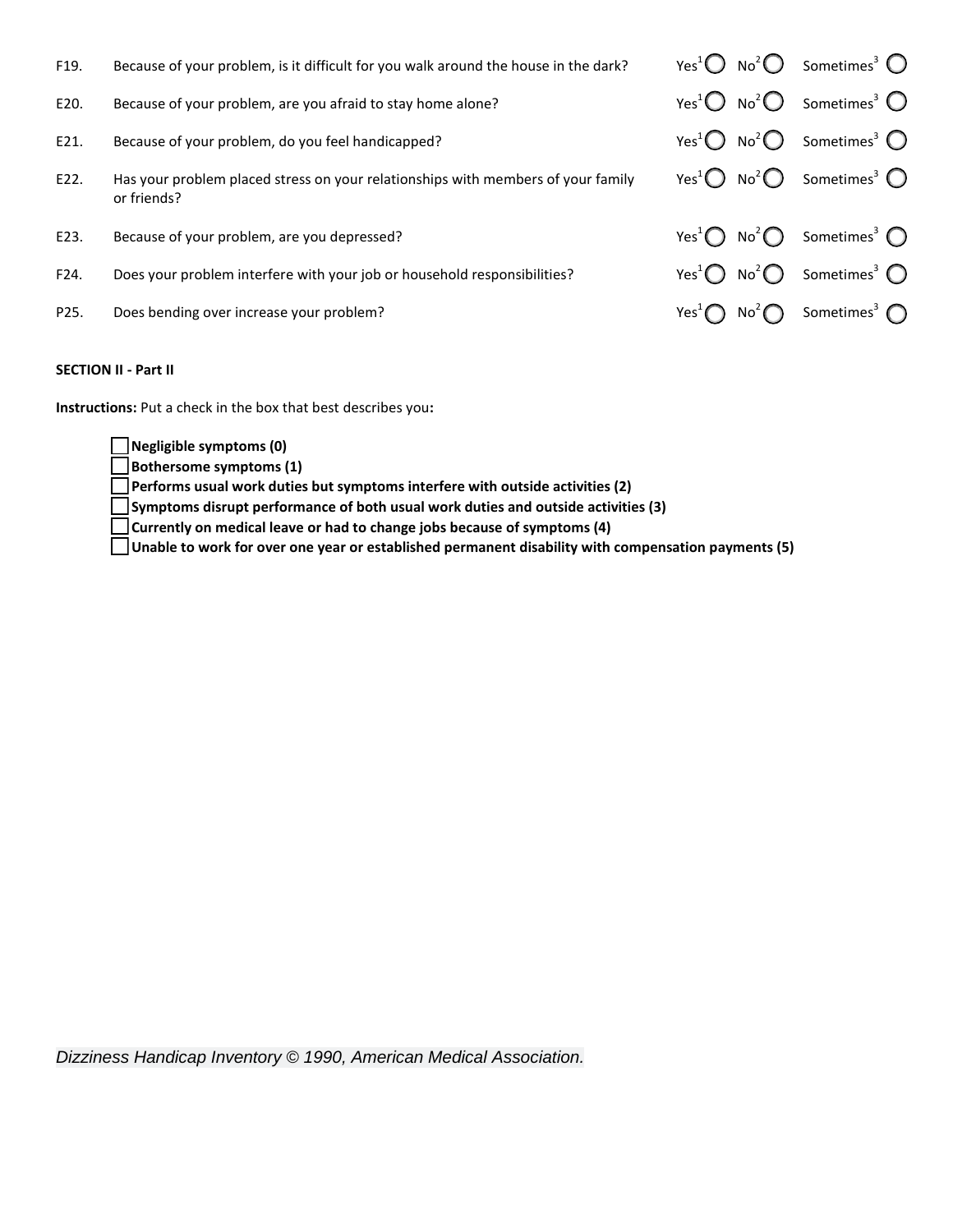| | | | | |
|---|---|---|---|---|
| F19. | Because of your problem, is it difficult for you walk around the house in the dark? | Yes[1] ◯ | No[2] ◯ | Sometimes[3] ◯ |
| E20. | Because of your problem, are you afraid to stay home alone? | Yes[1] ◯ | No[2] ◯ | Sometimes[3] ◯ |
| E21. | Because of your problem, do you feel handicapped? | Yes[1] ◯ | No[2] ◯ | Sometimes[3] ◯ |
| E22. | Has your problem placed stress on your relationships with members of your family or friends? | Yes[1] ◯ | No[2] ◯ | Sometimes[3] ◯ |
| E23. | Because of your problem, are you depressed? | Yes[1] ◯ | No[2] ◯ | Sometimes[3] ◯ |
| F24. | Does your problem interfere with your job or household responsibilities? | Yes[1] ◯ | No[2] ◯ | Sometimes[3] ◯ |
| P25. | Does bending over increase your problem? | Yes[1] ◯ | No[2] ◯ | Sometimes[3] ◯ |

**SECTION II - Part II**

**Instructions:** Put a check in the box that best describes you**:**

- ☐ **Negligible symptoms (0)**
- ☐ **Bothersome symptoms (1)**
- ☐ **Performs usual work duties but symptoms interfere with outside activities (2)**
- ☐ **Symptoms disrupt performance of both usual work duties and outside activities (3)**
- ☐ **Currently on medical leave or had to change jobs because of symptoms (4)**
- ☐ **Unable to work for over one year or established permanent disability with compensation payments (5)**

*Dizziness Handicap Inventory © 1990, American Medical Association.*